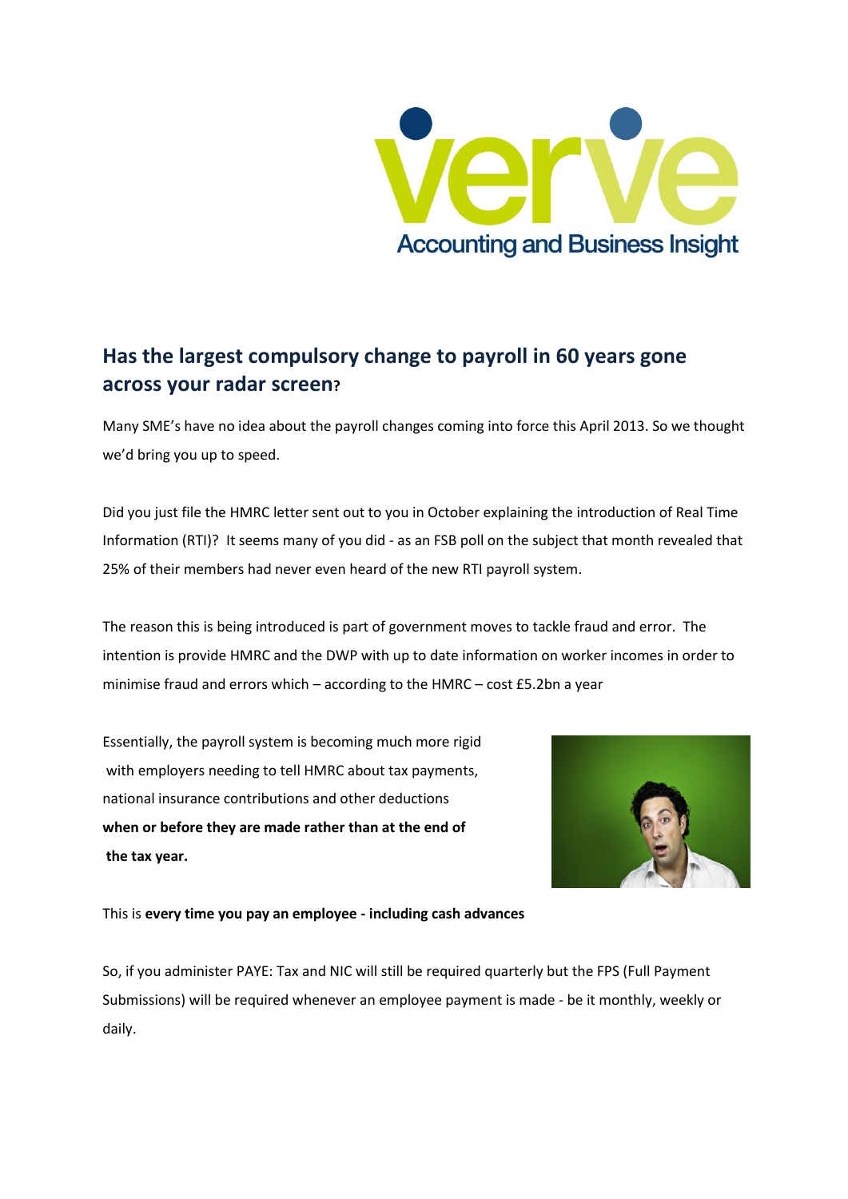## Has the largest compulsory change to payroll in 60 years gone across your radar screen?

Many SME's have no idea about the payroll changes coming into force this April 2013. So we thought we'd bring you up to speed.

Did you just file the HMRC letter sent out to you in October explaining the introduction of Real Time Information (RTI)? It seems many of you did - as an FSB poll on the subject that month revealed that 25% of their members had never even heard of the new RTI payroll system.

The reason this is being introduced is part of government moves to tackle fraud and error. The intention is provide HMRC and the DWP with up to date information on worker incomes in order to minimise fraud and errors which – according to the HMRC – cost £5.2bn a year

Essentially, the payroll system is becoming much more rigid with employers needing to tell HMRC about tax payments, national insurance contributions and other deductions **when or before they are made rather than at the end of the tax year.**

This is **every time you pay an employee - including cash advances**

So, if you administer PAYE: Tax and NIC will still be required quarterly but the FPS (Full Payment Submissions) will be required whenever an employee payment is made - be it monthly, weekly or daily.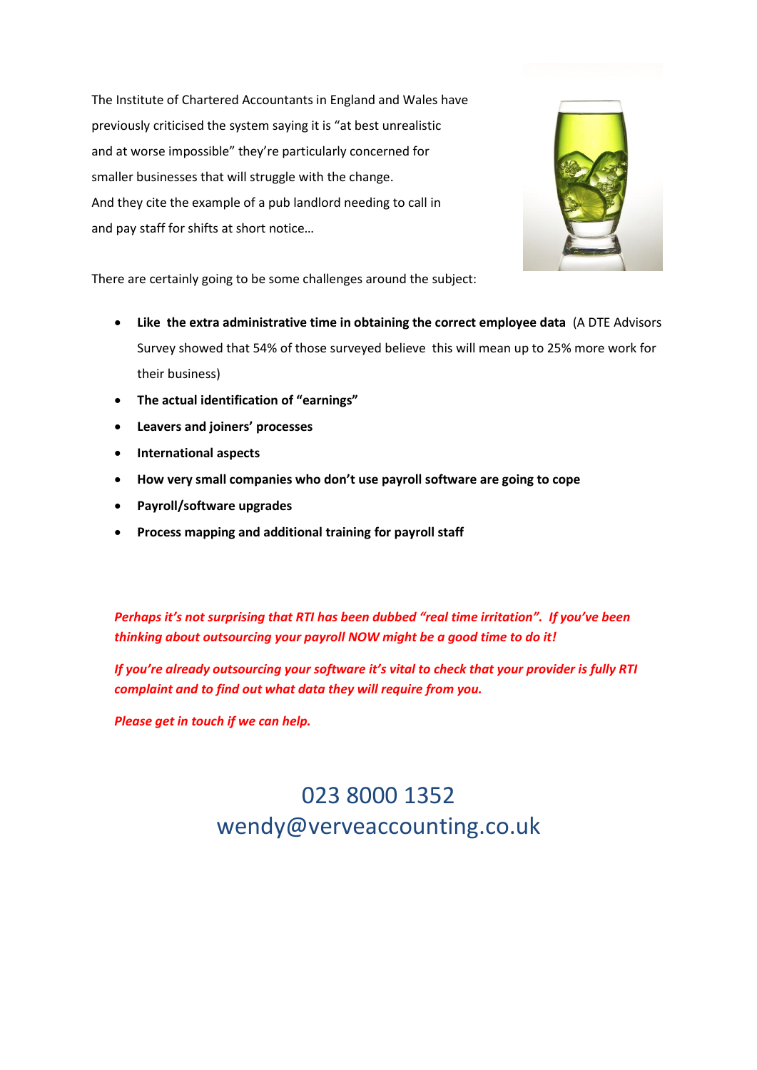The Institute of Chartered Accountants in England and Wales have previously criticised the system saying it is "at best unrealistic and at worse impossible" they're particularly concerned for smaller businesses that will struggle with the change.
And they cite the example of a pub landlord needing to call in and pay staff for shifts at short notice…

There are certainly going to be some challenges around the subject:

- **Like the extra administrative time in obtaining the correct employee data** (A DTE Advisors Survey showed that 54% of those surveyed believe this will mean up to 25% more work for their business)
- **The actual identification of "earnings"**
- **Leavers and joiners' processes**
- **International aspects**
- **How very small companies who don't use payroll software are going to cope**
- **Payroll/software upgrades**
- **Process mapping and additional training for payroll staff**

***Perhaps it's not surprising that RTI has been dubbed "real time irritation". If you've been thinking about outsourcing your payroll NOW might be a good time to do it!***

***If you're already outsourcing your software it's vital to check that your provider is fully RTI complaint and to find out what data they will require from you.***

***Please get in touch if we can help.***

023 8000 1352
wendy@verveaccounting.co.uk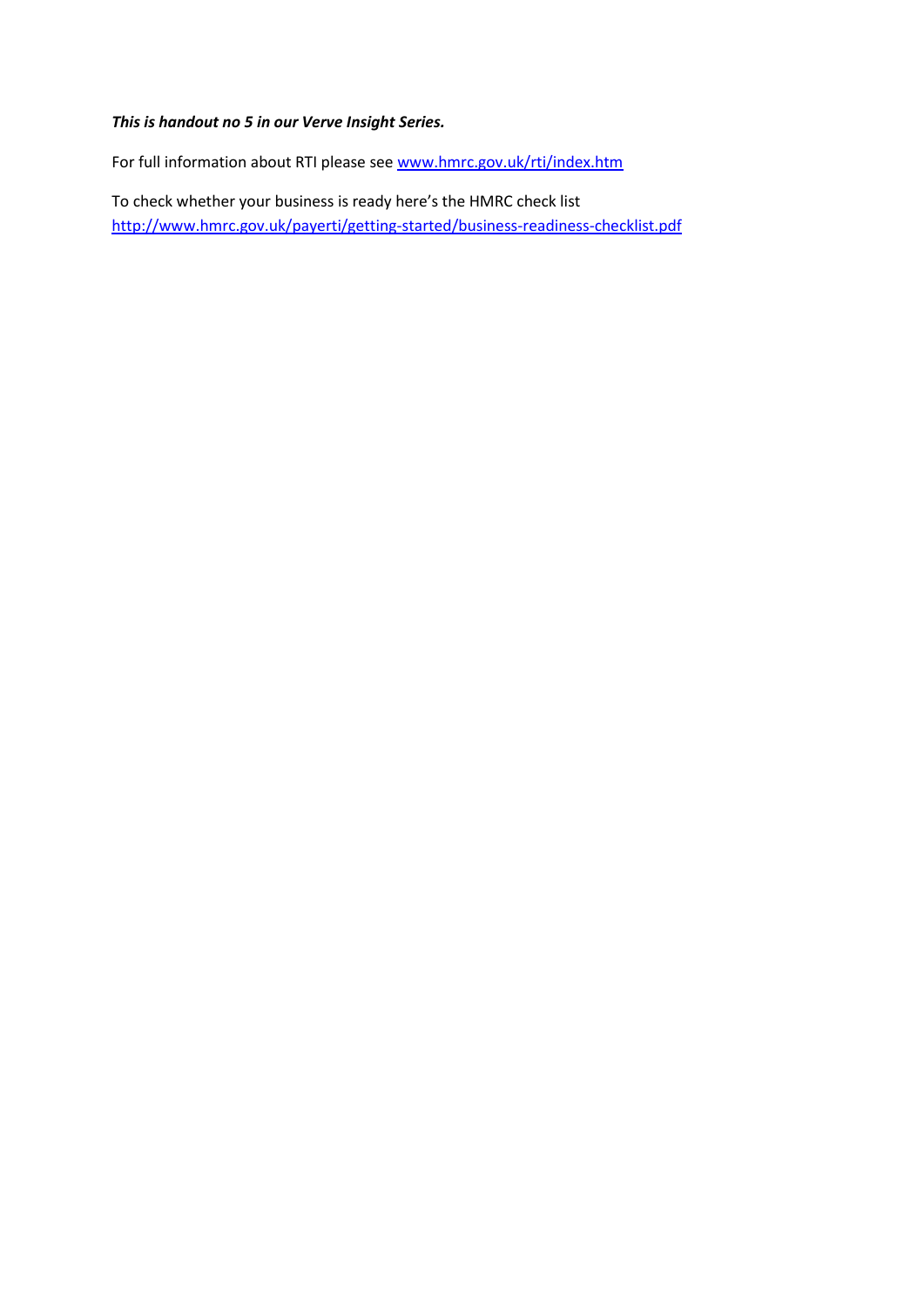***This is handout no 5 in our Verve Insight Series.***

For full information about RTI please see [www.hmrc.gov.uk/rti/index.htm](http://www.hmrc.gov.uk/rti/index.htm)

To check whether your business is ready here's the HMRC check list
[http://www.hmrc.gov.uk/payerti/getting-started/business-readiness-checklist.pdf](http://www.hmrc.gov.uk/payerti/getting-started/business-readiness-checklist.pdf)